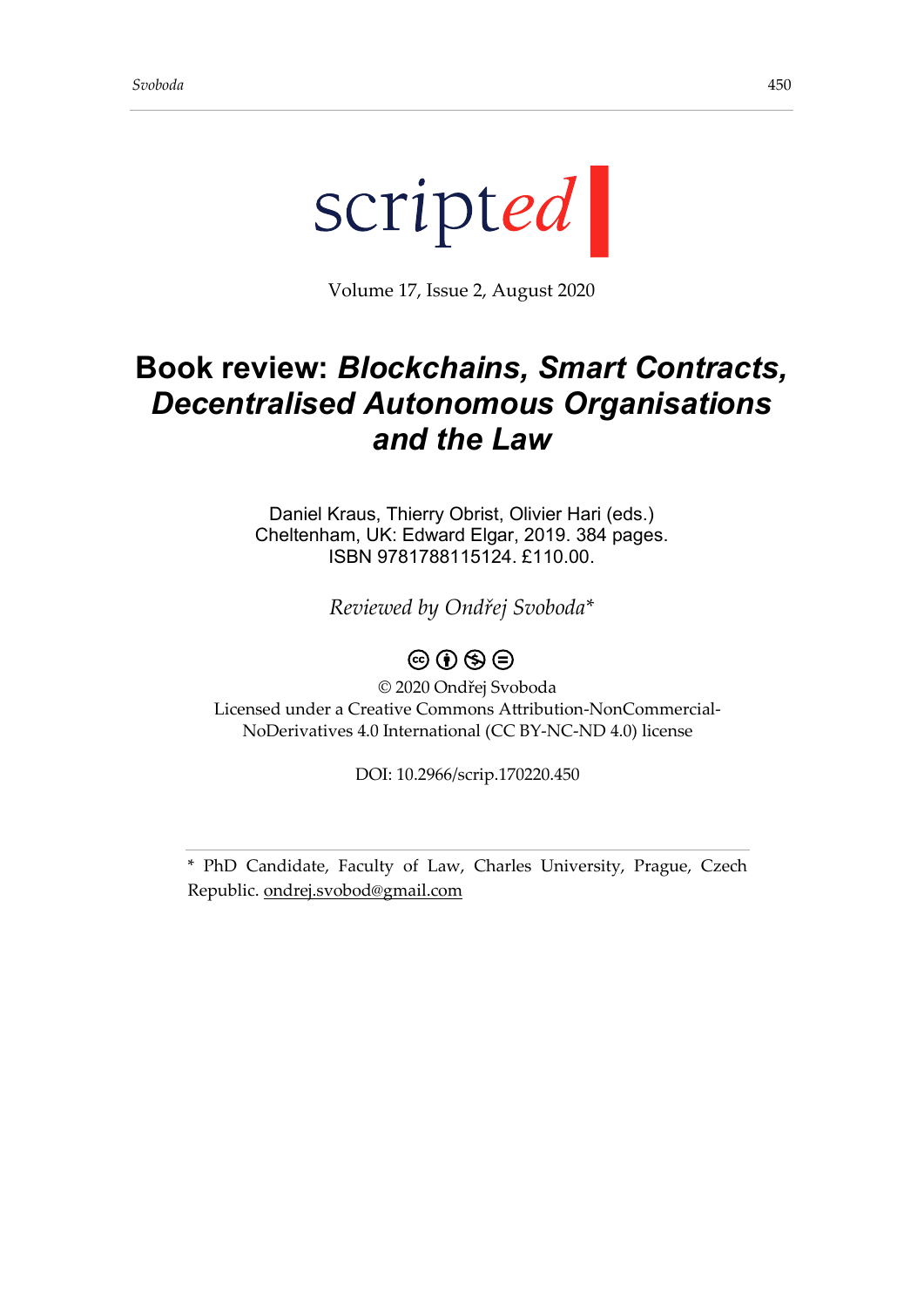scripted

Volume 17, Issue 2, August 2020

# Book review: *Blockchains, Smart Contracts, Decentralised Autonomous Organisations and the Law*

Daniel Kraus, Thierry Obrist, Olivier Hari (eds.)
Cheltenham, UK: Edward Elgar, 2019. 384 pages.
ISBN 9781788115124. £110.00.

*Reviewed by Ondřej Svoboda**

© 2020 Ondřej Svoboda
Licensed under a Creative Commons Attribution-NonCommercial-NoDerivatives 4.0 International (CC BY-NC-ND 4.0) license

DOI: 10.2966/scrip.170220.450

---

* PhD Candidate, Faculty of Law, Charles University, Prague, Czech Republic. ondrej.svobod@gmail.com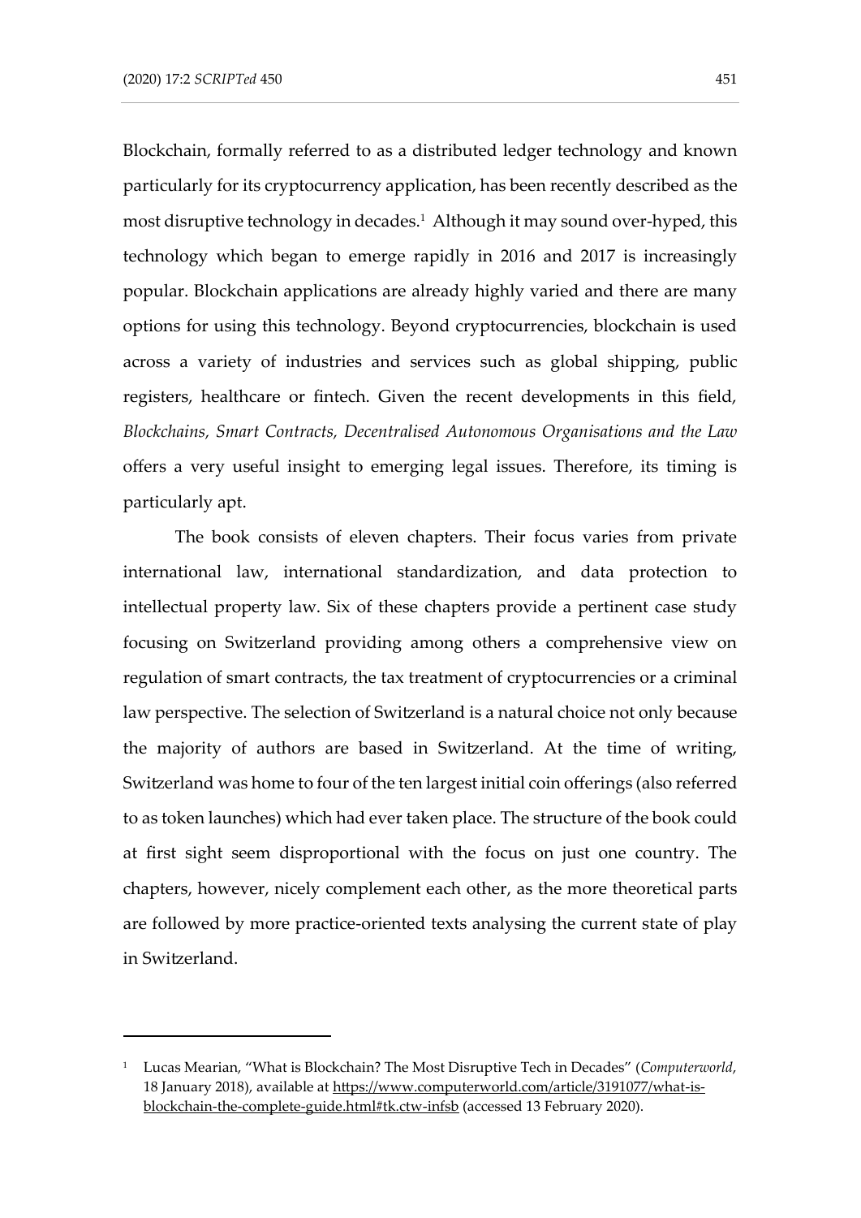Blockchain, formally referred to as a distributed ledger technology and known particularly for its cryptocurrency application, has been recently described as the most disruptive technology in decades.[1] Although it may sound over-hyped, this technology which began to emerge rapidly in 2016 and 2017 is increasingly popular. Blockchain applications are already highly varied and there are many options for using this technology. Beyond cryptocurrencies, blockchain is used across a variety of industries and services such as global shipping, public registers, healthcare or fintech. Given the recent developments in this field, *Blockchains, Smart Contracts, Decentralised Autonomous Organisations and the Law* offers a very useful insight to emerging legal issues. Therefore, its timing is particularly apt.

The book consists of eleven chapters. Their focus varies from private international law, international standardization, and data protection to intellectual property law. Six of these chapters provide a pertinent case study focusing on Switzerland providing among others a comprehensive view on regulation of smart contracts, the tax treatment of cryptocurrencies or a criminal law perspective. The selection of Switzerland is a natural choice not only because the majority of authors are based in Switzerland. At the time of writing, Switzerland was home to four of the ten largest initial coin offerings (also referred to as token launches) which had ever taken place. The structure of the book could at first sight seem disproportional with the focus on just one country. The chapters, however, nicely complement each other, as the more theoretical parts are followed by more practice-oriented texts analysing the current state of play in Switzerland.

---

[1] Lucas Mearian, "What is Blockchain? The Most Disruptive Tech in Decades" (*Computerworld*, 18 January 2018), available at https://www.computerworld.com/article/3191077/what-is-blockchain-the-complete-guide.html#tk.ctw-infsb (accessed 13 February 2020).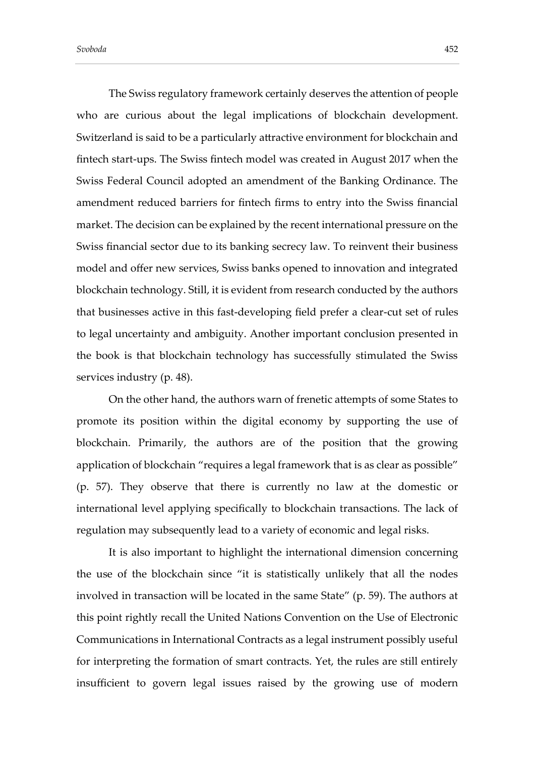The Swiss regulatory framework certainly deserves the attention of people who are curious about the legal implications of blockchain development. Switzerland is said to be a particularly attractive environment for blockchain and fintech start-ups. The Swiss fintech model was created in August 2017 when the Swiss Federal Council adopted an amendment of the Banking Ordinance. The amendment reduced barriers for fintech firms to entry into the Swiss financial market. The decision can be explained by the recent international pressure on the Swiss financial sector due to its banking secrecy law. To reinvent their business model and offer new services, Swiss banks opened to innovation and integrated blockchain technology. Still, it is evident from research conducted by the authors that businesses active in this fast-developing field prefer a clear-cut set of rules to legal uncertainty and ambiguity. Another important conclusion presented in the book is that blockchain technology has successfully stimulated the Swiss services industry (p. 48).

On the other hand, the authors warn of frenetic attempts of some States to promote its position within the digital economy by supporting the use of blockchain. Primarily, the authors are of the position that the growing application of blockchain "requires a legal framework that is as clear as possible" (p. 57). They observe that there is currently no law at the domestic or international level applying specifically to blockchain transactions. The lack of regulation may subsequently lead to a variety of economic and legal risks.

It is also important to highlight the international dimension concerning the use of the blockchain since "it is statistically unlikely that all the nodes involved in transaction will be located in the same State" (p. 59). The authors at this point rightly recall the United Nations Convention on the Use of Electronic Communications in International Contracts as a legal instrument possibly useful for interpreting the formation of smart contracts. Yet, the rules are still entirely insufficient to govern legal issues raised by the growing use of modern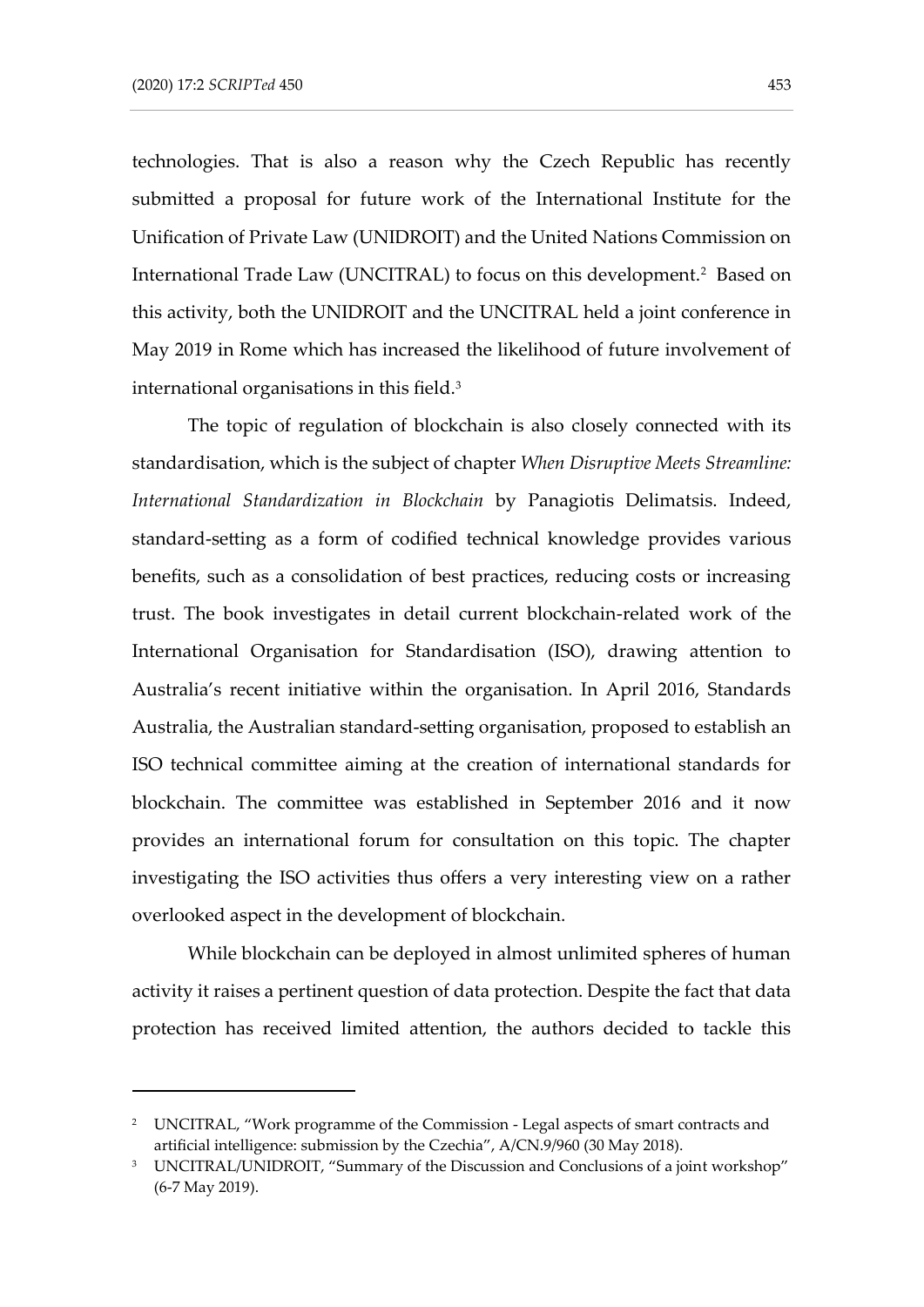technologies. That is also a reason why the Czech Republic has recently submitted a proposal for future work of the International Institute for the Unification of Private Law (UNIDROIT) and the United Nations Commission on International Trade Law (UNCITRAL) to focus on this development.[2] Based on this activity, both the UNIDROIT and the UNCITRAL held a joint conference in May 2019 in Rome which has increased the likelihood of future involvement of international organisations in this field.[3]

The topic of regulation of blockchain is also closely connected with its standardisation, which is the subject of chapter *When Disruptive Meets Streamline: International Standardization in Blockchain* by Panagiotis Delimatsis. Indeed, standard-setting as a form of codified technical knowledge provides various benefits, such as a consolidation of best practices, reducing costs or increasing trust. The book investigates in detail current blockchain-related work of the International Organisation for Standardisation (ISO), drawing attention to Australia's recent initiative within the organisation. In April 2016, Standards Australia, the Australian standard-setting organisation, proposed to establish an ISO technical committee aiming at the creation of international standards for blockchain. The committee was established in September 2016 and it now provides an international forum for consultation on this topic. The chapter investigating the ISO activities thus offers a very interesting view on a rather overlooked aspect in the development of blockchain.

While blockchain can be deployed in almost unlimited spheres of human activity it raises a pertinent question of data protection. Despite the fact that data protection has received limited attention, the authors decided to tackle this

---

[2] UNCITRAL, "Work programme of the Commission - Legal aspects of smart contracts and artificial intelligence: submission by the Czechia", A/CN.9/960 (30 May 2018).

[3] UNCITRAL/UNIDROIT, "Summary of the Discussion and Conclusions of a joint workshop" (6-7 May 2019).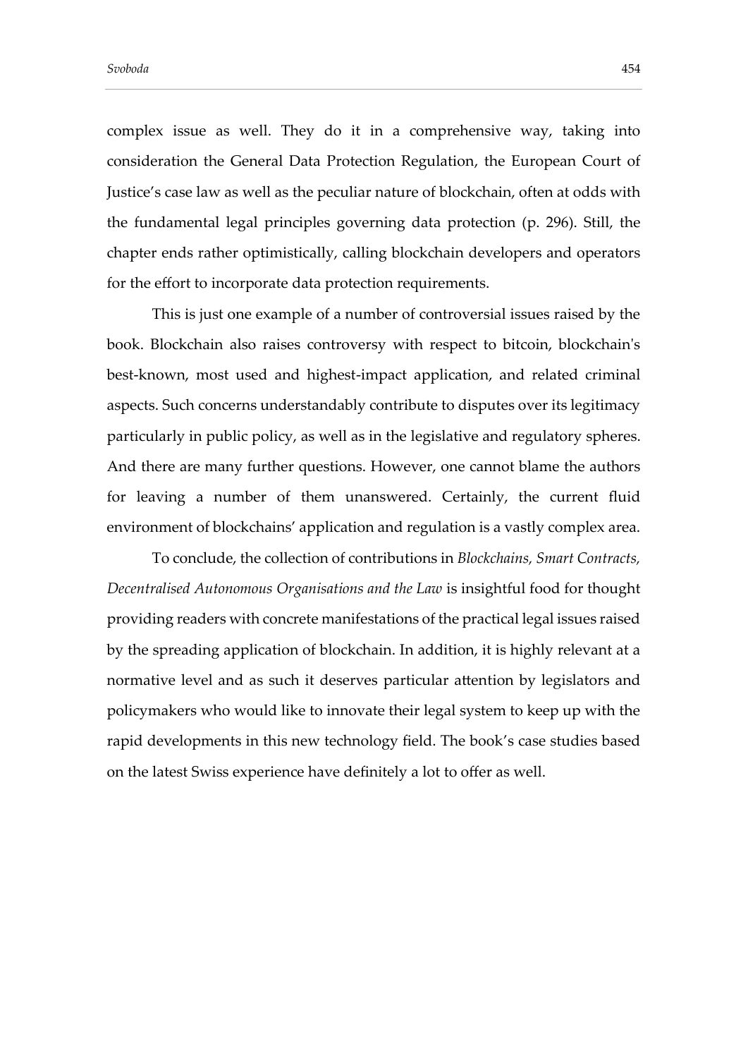complex issue as well. They do it in a comprehensive way, taking into consideration the General Data Protection Regulation, the European Court of Justice's case law as well as the peculiar nature of blockchain, often at odds with the fundamental legal principles governing data protection (p. 296). Still, the chapter ends rather optimistically, calling blockchain developers and operators for the effort to incorporate data protection requirements.

This is just one example of a number of controversial issues raised by the book. Blockchain also raises controversy with respect to bitcoin, blockchain's best-known, most used and highest-impact application, and related criminal aspects. Such concerns understandably contribute to disputes over its legitimacy particularly in public policy, as well as in the legislative and regulatory spheres. And there are many further questions. However, one cannot blame the authors for leaving a number of them unanswered. Certainly, the current fluid environment of blockchains' application and regulation is a vastly complex area.

To conclude, the collection of contributions in *Blockchains, Smart Contracts, Decentralised Autonomous Organisations and the Law* is insightful food for thought providing readers with concrete manifestations of the practical legal issues raised by the spreading application of blockchain. In addition, it is highly relevant at a normative level and as such it deserves particular attention by legislators and policymakers who would like to innovate their legal system to keep up with the rapid developments in this new technology field. The book's case studies based on the latest Swiss experience have definitely a lot to offer as well.